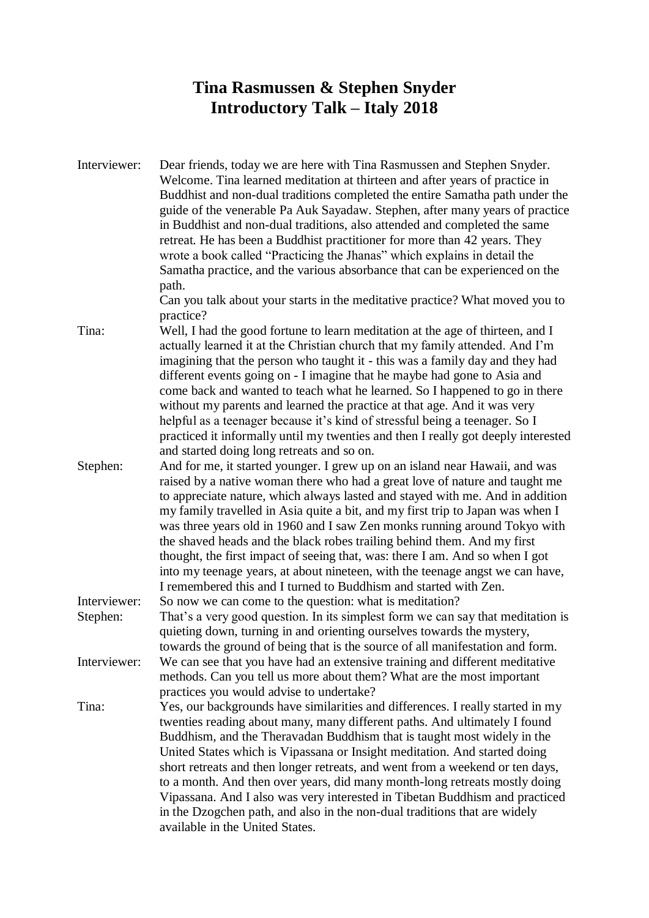# Tina Rasmussen & Stephen Snyder
# Introductory Talk – Italy 2018

**Interviewer:** Dear friends, today we are here with Tina Rasmussen and Stephen Snyder. Welcome. Tina learned meditation at thirteen and after years of practice in Buddhist and non-dual traditions completed the entire Samatha path under the guide of the venerable Pa Auk Sayadaw. Stephen, after many years of practice in Buddhist and non-dual traditions, also attended and completed the same retreat. He has been a Buddhist practitioner for more than 42 years. They wrote a book called "Practicing the Jhanas" which explains in detail the Samatha practice, and the various absorbance that can be experienced on the path.
Can you talk about your starts in the meditative practice? What moved you to practice?

**Tina:** Well, I had the good fortune to learn meditation at the age of thirteen, and I actually learned it at the Christian church that my family attended. And I'm imagining that the person who taught it - this was a family day and they had different events going on - I imagine that he maybe had gone to Asia and come back and wanted to teach what he learned. So I happened to go in there without my parents and learned the practice at that age. And it was very helpful as a teenager because it's kind of stressful being a teenager. So I practiced it informally until my twenties and then I really got deeply interested and started doing long retreats and so on.

**Stephen:** And for me, it started younger. I grew up on an island near Hawaii, and was raised by a native woman there who had a great love of nature and taught me to appreciate nature, which always lasted and stayed with me. And in addition my family travelled in Asia quite a bit, and my first trip to Japan was when I was three years old in 1960 and I saw Zen monks running around Tokyo with the shaved heads and the black robes trailing behind them. And my first thought, the first impact of seeing that, was: there I am. And so when I got into my teenage years, at about nineteen, with the teenage angst we can have, I remembered this and I turned to Buddhism and started with Zen.

**Interviewer:** So now we can come to the question: what is meditation?

**Stephen:** That's a very good question. In its simplest form we can say that meditation is quieting down, turning in and orienting ourselves towards the mystery, towards the ground of being that is the source of all manifestation and form.

**Interviewer:** We can see that you have had an extensive training and different meditative methods. Can you tell us more about them? What are the most important practices you would advise to undertake?

**Tina:** Yes, our backgrounds have similarities and differences. I really started in my twenties reading about many, many different paths. And ultimately I found Buddhism, and the Theravadan Buddhism that is taught most widely in the United States which is Vipassana or Insight meditation. And started doing short retreats and then longer retreats, and went from a weekend or ten days, to a month. And then over years, did many month-long retreats mostly doing Vipassana. And I also was very interested in Tibetan Buddhism and practiced in the Dzogchen path, and also in the non-dual traditions that are widely available in the United States.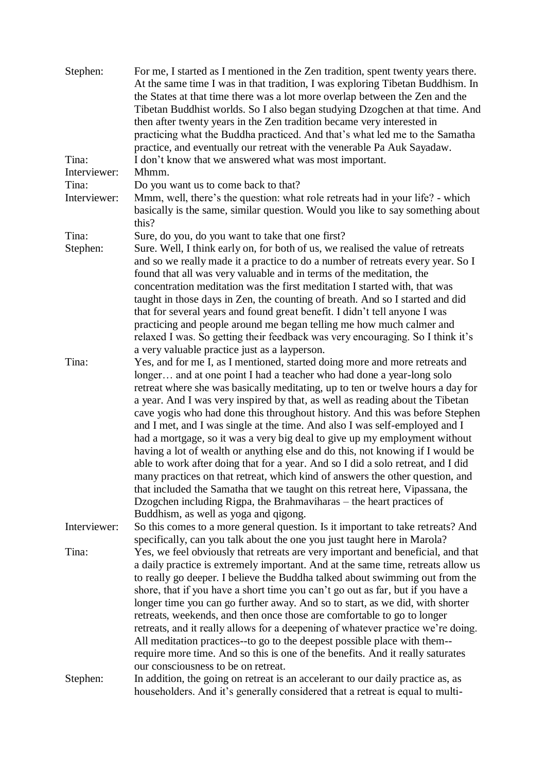**Stephen:** For me, I started as I mentioned in the Zen tradition, spent twenty years there. At the same time I was in that tradition, I was exploring Tibetan Buddhism. In the States at that time there was a lot more overlap between the Zen and the Tibetan Buddhist worlds. So I also began studying Dzogchen at that time. And then after twenty years in the Zen tradition became very interested in practicing what the Buddha practiced. And that's what led me to the Samatha practice, and eventually our retreat with the venerable Pa Auk Sayadaw.

**Tina:** I don't know that we answered what was most important.

**Interviewer:** Mhmm.

**Tina:** Do you want us to come back to that?

**Interviewer:** Mmm, well, there's the question: what role retreats had in your life? - which basically is the same, similar question. Would you like to say something about this?

**Tina:** Sure, do you, do you want to take that one first?

**Stephen:** Sure. Well, I think early on, for both of us, we realised the value of retreats and so we really made it a practice to do a number of retreats every year. So I found that all was very valuable and in terms of the meditation, the concentration meditation was the first meditation I started with, that was taught in those days in Zen, the counting of breath. And so I started and did that for several years and found great benefit. I didn't tell anyone I was practicing and people around me began telling me how much calmer and relaxed I was. So getting their feedback was very encouraging. So I think it's a very valuable practice just as a layperson.

**Tina:** Yes, and for me I, as I mentioned, started doing more and more retreats and longer… and at one point I had a teacher who had done a year-long solo retreat where she was basically meditating, up to ten or twelve hours a day for a year. And I was very inspired by that, as well as reading about the Tibetan cave yogis who had done this throughout history. And this was before Stephen and I met, and I was single at the time. And also I was self-employed and I had a mortgage, so it was a very big deal to give up my employment without having a lot of wealth or anything else and do this, not knowing if I would be able to work after doing that for a year. And so I did a solo retreat, and I did many practices on that retreat, which kind of answers the other question, and that included the Samatha that we taught on this retreat here, Vipassana, the Dzogchen including Rigpa, the Brahmaviharas – the heart practices of Buddhism, as well as yoga and qigong.

**Interviewer:** So this comes to a more general question. Is it important to take retreats? And specifically, can you talk about the one you just taught here in Marola?

**Tina:** Yes, we feel obviously that retreats are very important and beneficial, and that a daily practice is extremely important. And at the same time, retreats allow us to really go deeper. I believe the Buddha talked about swimming out from the shore, that if you have a short time you can't go out as far, but if you have a longer time you can go further away. And so to start, as we did, with shorter retreats, weekends, and then once those are comfortable to go to longer retreats, and it really allows for a deepening of whatever practice we're doing. All meditation practices--to go to the deepest possible place with them--require more time. And so this is one of the benefits. And it really saturates our consciousness to be on retreat.

**Stephen:** In addition, the going on retreat is an accelerant to our daily practice as, as householders. And it's generally considered that a retreat is equal to multi-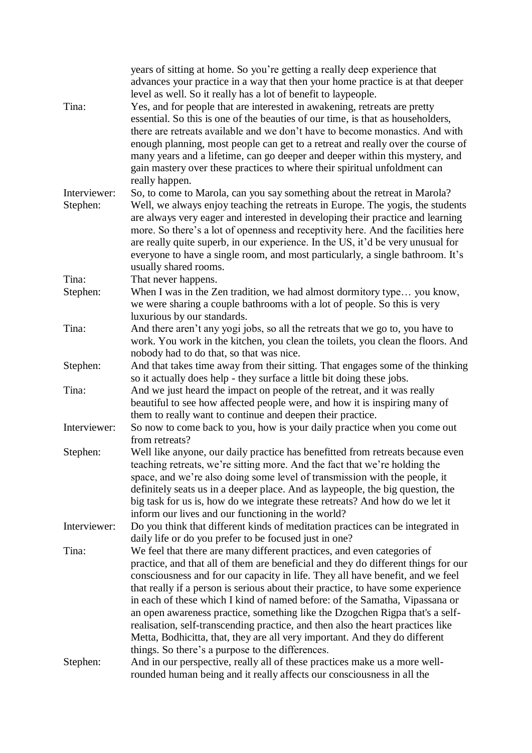years of sitting at home. So you're getting a really deep experience that advances your practice in a way that then your home practice is at that deeper level as well. So it really has a lot of benefit to laypeople.

Tina: Yes, and for people that are interested in awakening, retreats are pretty essential. So this is one of the beauties of our time, is that as householders, there are retreats available and we don't have to become monastics. And with enough planning, most people can get to a retreat and really over the course of many years and a lifetime, can go deeper and deeper within this mystery, and gain mastery over these practices to where their spiritual unfoldment can really happen.

Interviewer: So, to come to Marola, can you say something about the retreat in Marola?

Stephen: Well, we always enjoy teaching the retreats in Europe. The yogis, the students are always very eager and interested in developing their practice and learning more. So there's a lot of openness and receptivity here. And the facilities here are really quite superb, in our experience. In the US, it'd be very unusual for everyone to have a single room, and most particularly, a single bathroom. It's usually shared rooms.

Tina: That never happens.

Stephen: When I was in the Zen tradition, we had almost dormitory type… you know, we were sharing a couple bathrooms with a lot of people. So this is very luxurious by our standards.

Tina: And there aren't any yogi jobs, so all the retreats that we go to, you have to work. You work in the kitchen, you clean the toilets, you clean the floors. And nobody had to do that, so that was nice.

Stephen: And that takes time away from their sitting. That engages some of the thinking so it actually does help - they surface a little bit doing these jobs.

Tina: And we just heard the impact on people of the retreat, and it was really beautiful to see how affected people were, and how it is inspiring many of them to really want to continue and deepen their practice.

Interviewer: So now to come back to you, how is your daily practice when you come out from retreats?

Stephen: Well like anyone, our daily practice has benefitted from retreats because even teaching retreats, we're sitting more. And the fact that we're holding the space, and we're also doing some level of transmission with the people, it definitely seats us in a deeper place. And as laypeople, the big question, the big task for us is, how do we integrate these retreats? And how do we let it inform our lives and our functioning in the world?

Interviewer: Do you think that different kinds of meditation practices can be integrated in daily life or do you prefer to be focused just in one?

Tina: We feel that there are many different practices, and even categories of practice, and that all of them are beneficial and they do different things for our consciousness and for our capacity in life. They all have benefit, and we feel that really if a person is serious about their practice, to have some experience in each of these which I kind of named before: of the Samatha, Vipassana or an open awareness practice, something like the Dzogchen Rigpa that's a self-realisation, self-transcending practice, and then also the heart practices like Metta, Bodhicitta, that, they are all very important. And they do different things. So there's a purpose to the differences.

Stephen: And in our perspective, really all of these practices make us a more well-rounded human being and it really affects our consciousness in all the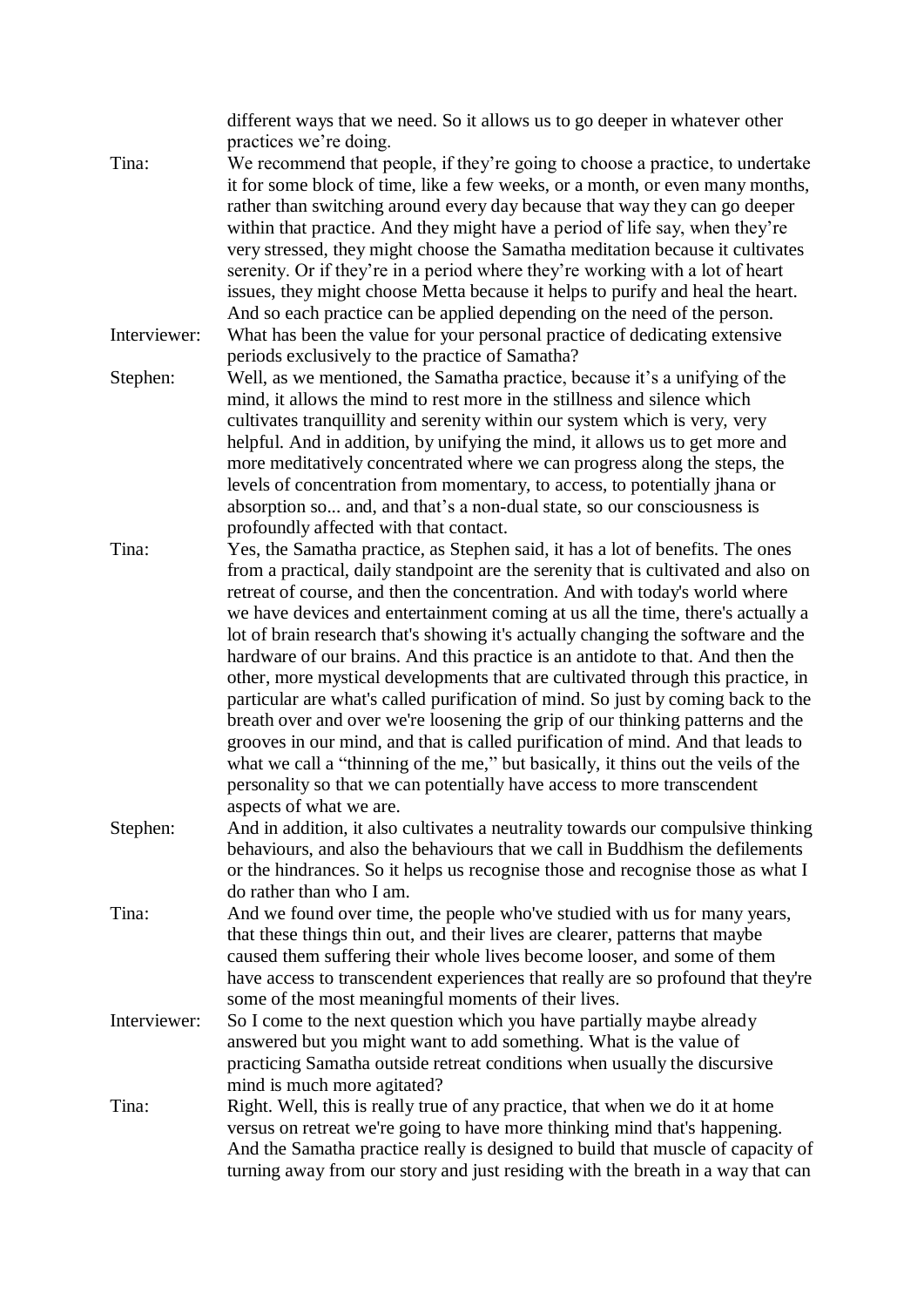different ways that we need. So it allows us to go deeper in whatever other practices we're doing.

**Tina:** We recommend that people, if they're going to choose a practice, to undertake it for some block of time, like a few weeks, or a month, or even many months, rather than switching around every day because that way they can go deeper within that practice. And they might have a period of life say, when they're very stressed, they might choose the Samatha meditation because it cultivates serenity. Or if they're in a period where they're working with a lot of heart issues, they might choose Metta because it helps to purify and heal the heart. And so each practice can be applied depending on the need of the person.

**Interviewer:** What has been the value for your personal practice of dedicating extensive periods exclusively to the practice of Samatha?

**Stephen:** Well, as we mentioned, the Samatha practice, because it's a unifying of the mind, it allows the mind to rest more in the stillness and silence which cultivates tranquillity and serenity within our system which is very, very helpful. And in addition, by unifying the mind, it allows us to get more and more meditatively concentrated where we can progress along the steps, the levels of concentration from momentary, to access, to potentially jhana or absorption so... and, and that's a non-dual state, so our consciousness is profoundly affected with that contact.

**Tina:** Yes, the Samatha practice, as Stephen said, it has a lot of benefits. The ones from a practical, daily standpoint are the serenity that is cultivated and also on retreat of course, and then the concentration. And with today's world where we have devices and entertainment coming at us all the time, there's actually a lot of brain research that's showing it's actually changing the software and the hardware of our brains. And this practice is an antidote to that. And then the other, more mystical developments that are cultivated through this practice, in particular are what's called purification of mind. So just by coming back to the breath over and over we're loosening the grip of our thinking patterns and the grooves in our mind, and that is called purification of mind. And that leads to what we call a "thinning of the me," but basically, it thins out the veils of the personality so that we can potentially have access to more transcendent aspects of what we are.

**Stephen:** And in addition, it also cultivates a neutrality towards our compulsive thinking behaviours, and also the behaviours that we call in Buddhism the defilements or the hindrances. So it helps us recognise those and recognise those as what I do rather than who I am.

**Tina:** And we found over time, the people who've studied with us for many years, that these things thin out, and their lives are clearer, patterns that maybe caused them suffering their whole lives become looser, and some of them have access to transcendent experiences that really are so profound that they're some of the most meaningful moments of their lives.

**Interviewer:** So I come to the next question which you have partially maybe already answered but you might want to add something. What is the value of practicing Samatha outside retreat conditions when usually the discursive mind is much more agitated?

**Tina:** Right. Well, this is really true of any practice, that when we do it at home versus on retreat we're going to have more thinking mind that's happening. And the Samatha practice really is designed to build that muscle of capacity of turning away from our story and just residing with the breath in a way that can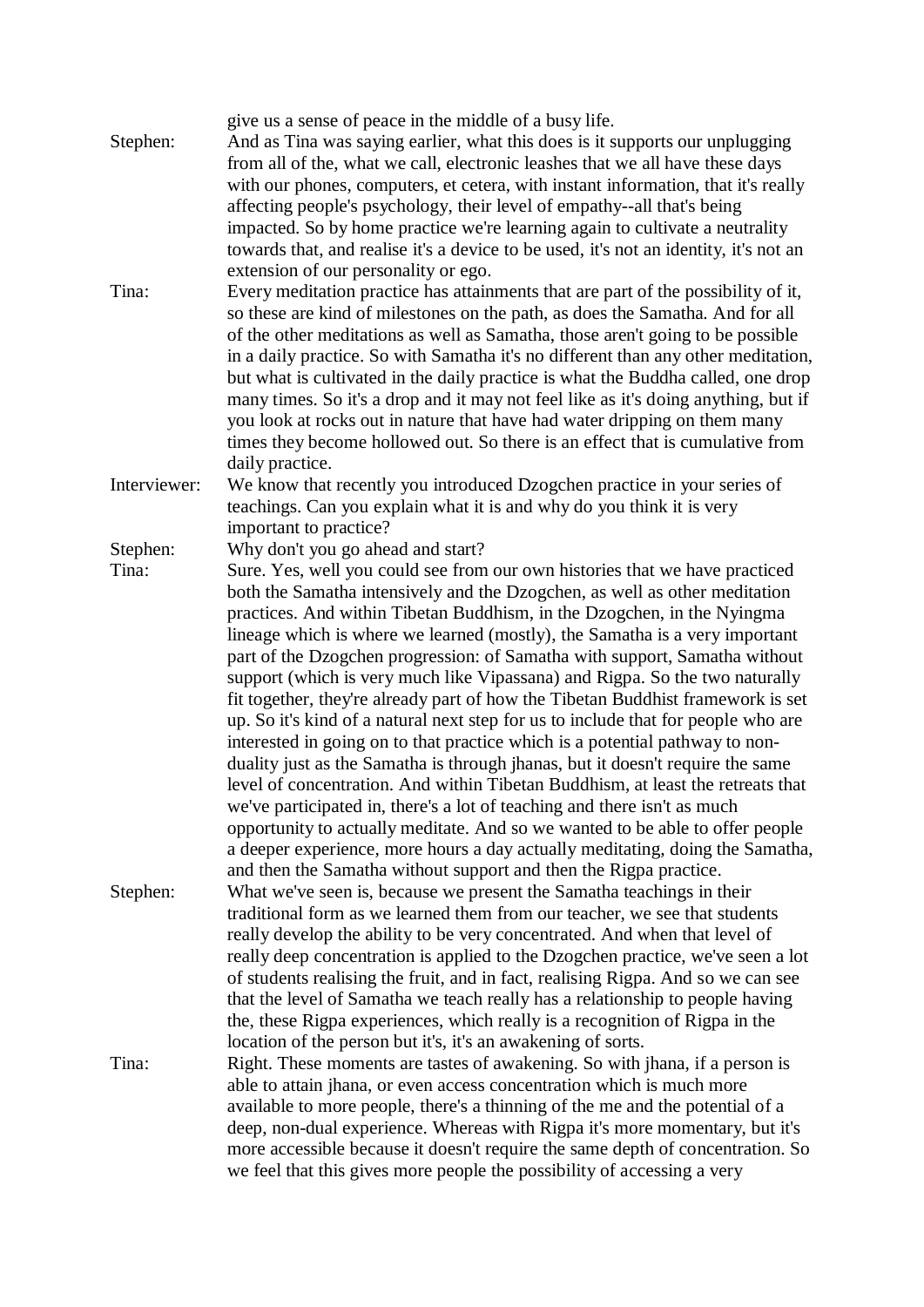give us a sense of peace in the middle of a busy life.

**Stephen:** And as Tina was saying earlier, what this does is it supports our unplugging from all of the, what we call, electronic leashes that we all have these days with our phones, computers, et cetera, with instant information, that it's really affecting people's psychology, their level of empathy--all that's being impacted. So by home practice we're learning again to cultivate a neutrality towards that, and realise it's a device to be used, it's not an identity, it's not an extension of our personality or ego.

**Tina:** Every meditation practice has attainments that are part of the possibility of it, so these are kind of milestones on the path, as does the Samatha. And for all of the other meditations as well as Samatha, those aren't going to be possible in a daily practice. So with Samatha it's no different than any other meditation, but what is cultivated in the daily practice is what the Buddha called, one drop many times. So it's a drop and it may not feel like as it's doing anything, but if you look at rocks out in nature that have had water dripping on them many times they become hollowed out. So there is an effect that is cumulative from daily practice.

**Interviewer:** We know that recently you introduced Dzogchen practice in your series of teachings. Can you explain what it is and why do you think it is very important to practice?

**Stephen:** Why don't you go ahead and start?

**Tina:** Sure. Yes, well you could see from our own histories that we have practiced both the Samatha intensively and the Dzogchen, as well as other meditation practices. And within Tibetan Buddhism, in the Dzogchen, in the Nyingma lineage which is where we learned (mostly), the Samatha is a very important part of the Dzogchen progression: of Samatha with support, Samatha without support (which is very much like Vipassana) and Rigpa. So the two naturally fit together, they're already part of how the Tibetan Buddhist framework is set up. So it's kind of a natural next step for us to include that for people who are interested in going on to that practice which is a potential pathway to non-duality just as the Samatha is through jhanas, but it doesn't require the same level of concentration. And within Tibetan Buddhism, at least the retreats that we've participated in, there's a lot of teaching and there isn't as much opportunity to actually meditate. And so we wanted to be able to offer people a deeper experience, more hours a day actually meditating, doing the Samatha, and then the Samatha without support and then the Rigpa practice.

**Stephen:** What we've seen is, because we present the Samatha teachings in their traditional form as we learned them from our teacher, we see that students really develop the ability to be very concentrated. And when that level of really deep concentration is applied to the Dzogchen practice, we've seen a lot of students realising the fruit, and in fact, realising Rigpa. And so we can see that the level of Samatha we teach really has a relationship to people having the, these Rigpa experiences, which really is a recognition of Rigpa in the location of the person but it's, it's an awakening of sorts.

**Tina:** Right. These moments are tastes of awakening. So with jhana, if a person is able to attain jhana, or even access concentration which is much more available to more people, there's a thinning of the me and the potential of a deep, non-dual experience. Whereas with Rigpa it's more momentary, but it's more accessible because it doesn't require the same depth of concentration. So we feel that this gives more people the possibility of accessing a very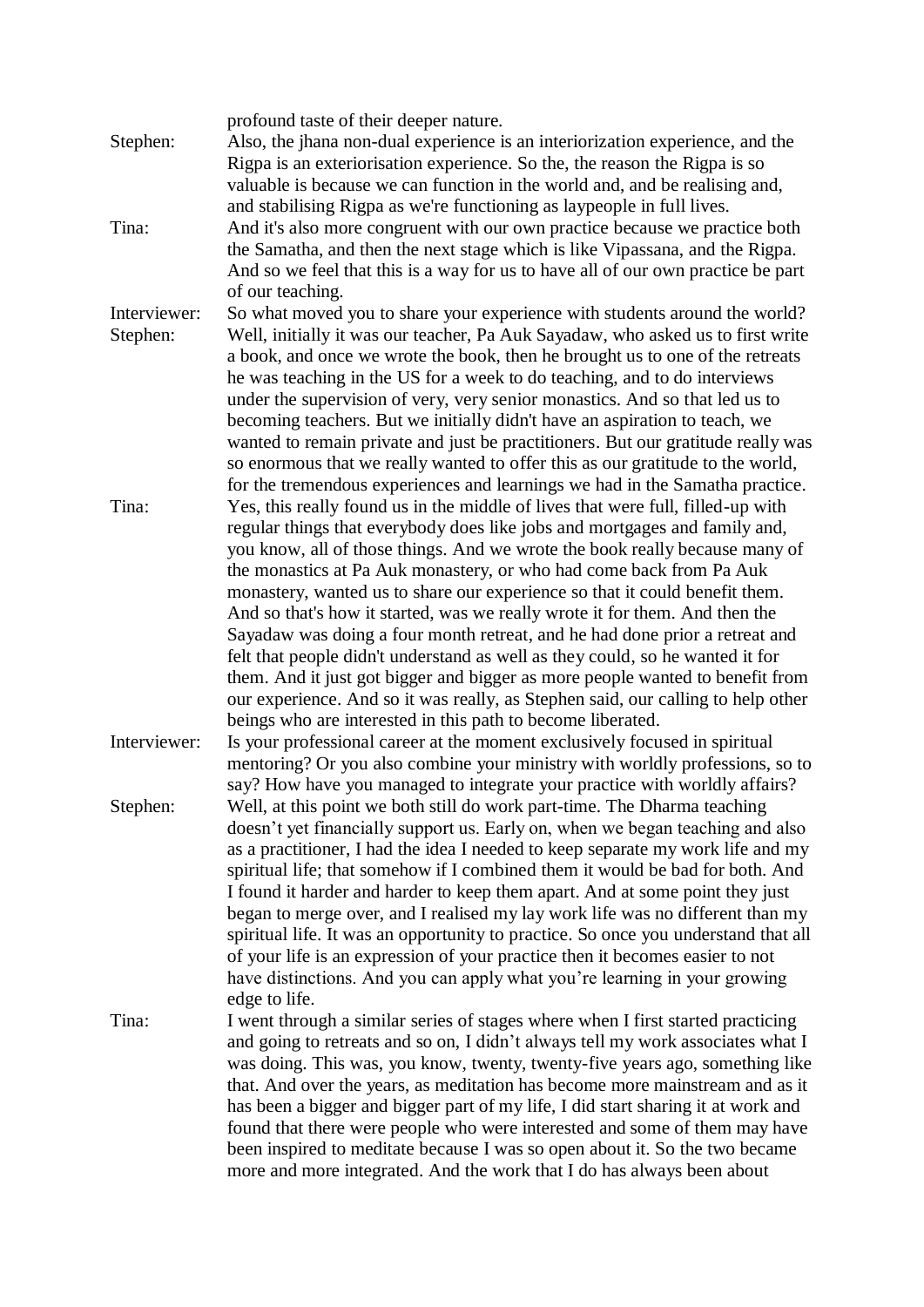profound taste of their deeper nature.

**Stephen:** Also, the jhana non-dual experience is an interiorization experience, and the Rigpa is an exteriorisation experience. So the, the reason the Rigpa is so valuable is because we can function in the world and, and be realising and, and stabilising Rigpa as we're functioning as laypeople in full lives.

**Tina:** And it's also more congruent with our own practice because we practice both the Samatha, and then the next stage which is like Vipassana, and the Rigpa. And so we feel that this is a way for us to have all of our own practice be part of our teaching.

**Interviewer:** So what moved you to share your experience with students around the world?

**Stephen:** Well, initially it was our teacher, Pa Auk Sayadaw, who asked us to first write a book, and once we wrote the book, then he brought us to one of the retreats he was teaching in the US for a week to do teaching, and to do interviews under the supervision of very, very senior monastics. And so that led us to becoming teachers. But we initially didn't have an aspiration to teach, we wanted to remain private and just be practitioners. But our gratitude really was so enormous that we really wanted to offer this as our gratitude to the world, for the tremendous experiences and learnings we had in the Samatha practice.

**Tina:** Yes, this really found us in the middle of lives that were full, filled-up with regular things that everybody does like jobs and mortgages and family and, you know, all of those things. And we wrote the book really because many of the monastics at Pa Auk monastery, or who had come back from Pa Auk monastery, wanted us to share our experience so that it could benefit them. And so that's how it started, was we really wrote it for them. And then the Sayadaw was doing a four month retreat, and he had done prior a retreat and felt that people didn't understand as well as they could, so he wanted it for them. And it just got bigger and bigger as more people wanted to benefit from our experience. And so it was really, as Stephen said, our calling to help other beings who are interested in this path to become liberated.

**Interviewer:** Is your professional career at the moment exclusively focused in spiritual mentoring? Or you also combine your ministry with worldly professions, so to say? How have you managed to integrate your practice with worldly affairs?

**Stephen:** Well, at this point we both still do work part-time. The Dharma teaching doesn't yet financially support us. Early on, when we began teaching and also as a practitioner, I had the idea I needed to keep separate my work life and my spiritual life; that somehow if I combined them it would be bad for both. And I found it harder and harder to keep them apart. And at some point they just began to merge over, and I realised my lay work life was no different than my spiritual life. It was an opportunity to practice. So once you understand that all of your life is an expression of your practice then it becomes easier to not have distinctions. And you can apply what you're learning in your growing edge to life.

**Tina:** I went through a similar series of stages where when I first started practicing and going to retreats and so on, I didn't always tell my work associates what I was doing. This was, you know, twenty, twenty-five years ago, something like that. And over the years, as meditation has become more mainstream and as it has been a bigger and bigger part of my life, I did start sharing it at work and found that there were people who were interested and some of them may have been inspired to meditate because I was so open about it. So the two became more and more integrated. And the work that I do has always been about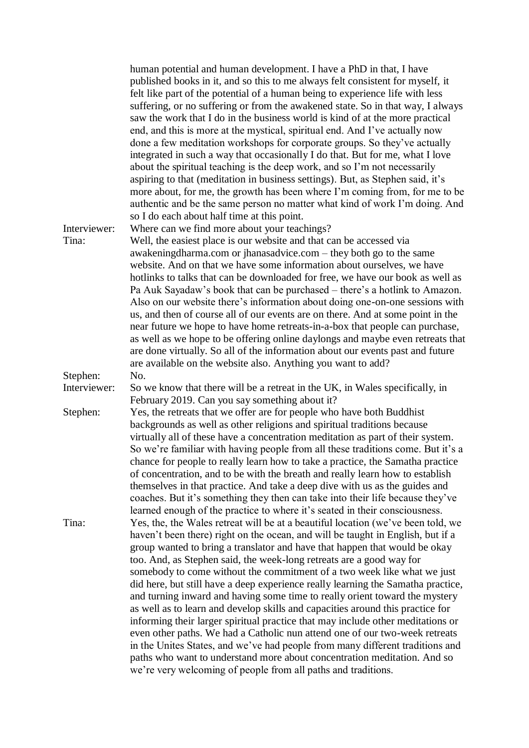human potential and human development. I have a PhD in that, I have published books in it, and so this to me always felt consistent for myself, it felt like part of the potential of a human being to experience life with less suffering, or no suffering or from the awakened state. So in that way, I always saw the work that I do in the business world is kind of at the more practical end, and this is more at the mystical, spiritual end. And I've actually now done a few meditation workshops for corporate groups. So they've actually integrated in such a way that occasionally I do that. But for me, what I love about the spiritual teaching is the deep work, and so I'm not necessarily aspiring to that (meditation in business settings). But, as Stephen said, it's more about, for me, the growth has been where I'm coming from, for me to be authentic and be the same person no matter what kind of work I'm doing. And so I do each about half time at this point.

**Interviewer:** Where can we find more about your teachings?

**Tina:** Well, the easiest place is our website and that can be accessed via awakeningdharma.com or jhanasadvice.com – they both go to the same website. And on that we have some information about ourselves, we have hotlinks to talks that can be downloaded for free, we have our book as well as Pa Auk Sayadaw's book that can be purchased – there's a hotlink to Amazon. Also on our website there's information about doing one-on-one sessions with us, and then of course all of our events are on there. And at some point in the near future we hope to have home retreats-in-a-box that people can purchase, as well as we hope to be offering online daylongs and maybe even retreats that are done virtually. So all of the information about our events past and future are available on the website also. Anything you want to add?

**Stephen:** No.

**Interviewer:** So we know that there will be a retreat in the UK, in Wales specifically, in February 2019. Can you say something about it?

**Stephen:** Yes, the retreats that we offer are for people who have both Buddhist backgrounds as well as other religions and spiritual traditions because virtually all of these have a concentration meditation as part of their system. So we're familiar with having people from all these traditions come. But it's a chance for people to really learn how to take a practice, the Samatha practice of concentration, and to be with the breath and really learn how to establish themselves in that practice. And take a deep dive with us as the guides and coaches. But it's something they then can take into their life because they've learned enough of the practice to where it's seated in their consciousness.

**Tina:** Yes, the, the Wales retreat will be at a beautiful location (we've been told, we haven't been there) right on the ocean, and will be taught in English, but if a group wanted to bring a translator and have that happen that would be okay too. And, as Stephen said, the week-long retreats are a good way for somebody to come without the commitment of a two week like what we just did here, but still have a deep experience really learning the Samatha practice, and turning inward and having some time to really orient toward the mystery as well as to learn and develop skills and capacities around this practice for informing their larger spiritual practice that may include other meditations or even other paths. We had a Catholic nun attend one of our two-week retreats in the Unites States, and we've had people from many different traditions and paths who want to understand more about concentration meditation. And so we're very welcoming of people from all paths and traditions.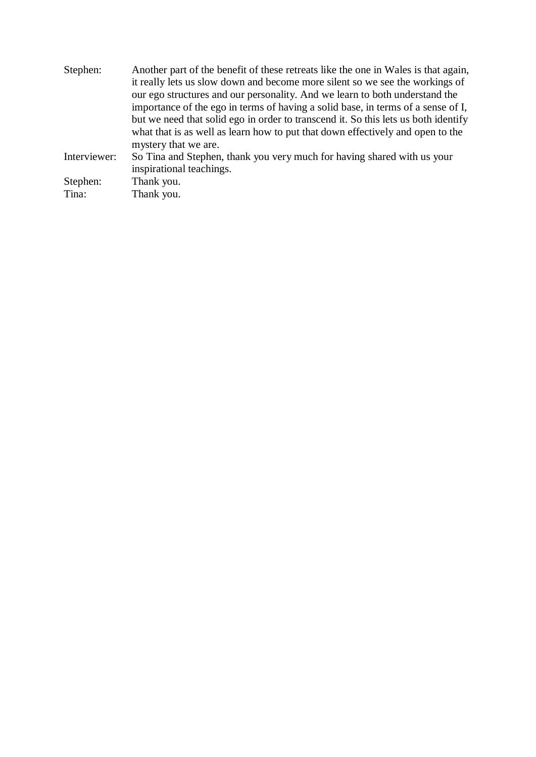Stephen: Another part of the benefit of these retreats like the one in Wales is that again, it really lets us slow down and become more silent so we see the workings of our ego structures and our personality. And we learn to both understand the importance of the ego in terms of having a solid base, in terms of a sense of I, but we need that solid ego in order to transcend it. So this lets us both identify what that is as well as learn how to put that down effectively and open to the mystery that we are.

Interviewer: So Tina and Stephen, thank you very much for having shared with us your inspirational teachings.

Stephen: Thank you.

Tina: Thank you.